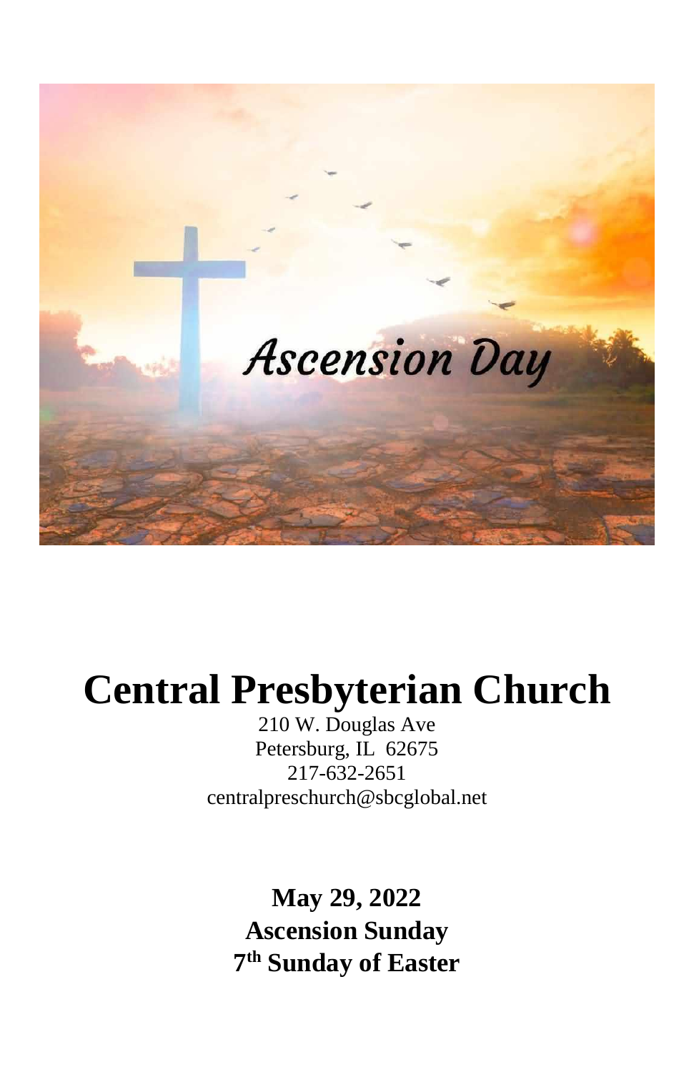# Central Presbyterian Church

210 W. Douglas Ave
Petersburg, IL 62675
217-632-2651
centralpreschurch@sbcglobal.net

**May 29, 2022**
**Ascension Sunday**
**7th Sunday of Easter**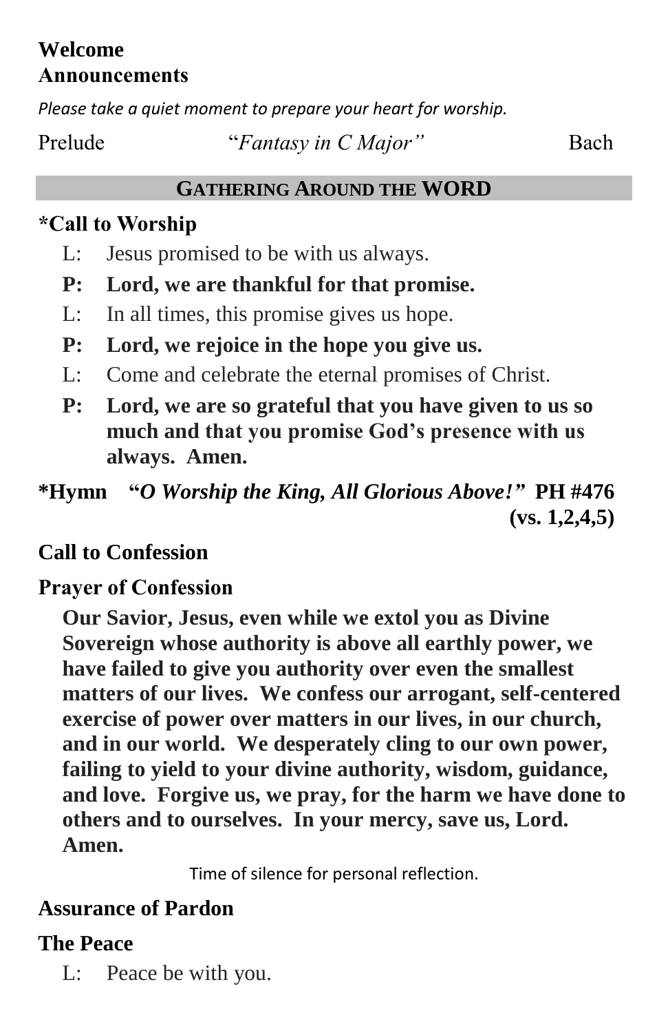**Welcome**
**Announcements**

*Please take a quiet moment to prepare your heart for worship.*

Prelude “*Fantasy in C Major”* Bach

## GATHERING AROUND THE WORD

### *Call to Worship

L: Jesus promised to be with us always.

**P: Lord, we are thankful for that promise.**

L: In all times, this promise gives us hope.

**P: Lord, we rejoice in the hope you give us.**

L: Come and celebrate the eternal promises of Christ.

**P: Lord, we are so grateful that you have given to us so much and that you promise God’s presence with us always. Amen.**

**\*Hymn “*O Worship the King, All Glorious Above!*” PH #476 (vs. 1,2,4,5)**

### Call to Confession

### Prayer of Confession

**Our Savior, Jesus, even while we extol you as Divine Sovereign whose authority is above all earthly power, we have failed to give you authority over even the smallest matters of our lives. We confess our arrogant, self-centered exercise of power over matters in our lives, in our church, and in our world. We desperately cling to our own power, failing to yield to your divine authority, wisdom, guidance, and love. Forgive us, we pray, for the harm we have done to others and to ourselves. In your mercy, save us, Lord. Amen.**

Time of silence for personal reflection.

### Assurance of Pardon

### The Peace

L: Peace be with you.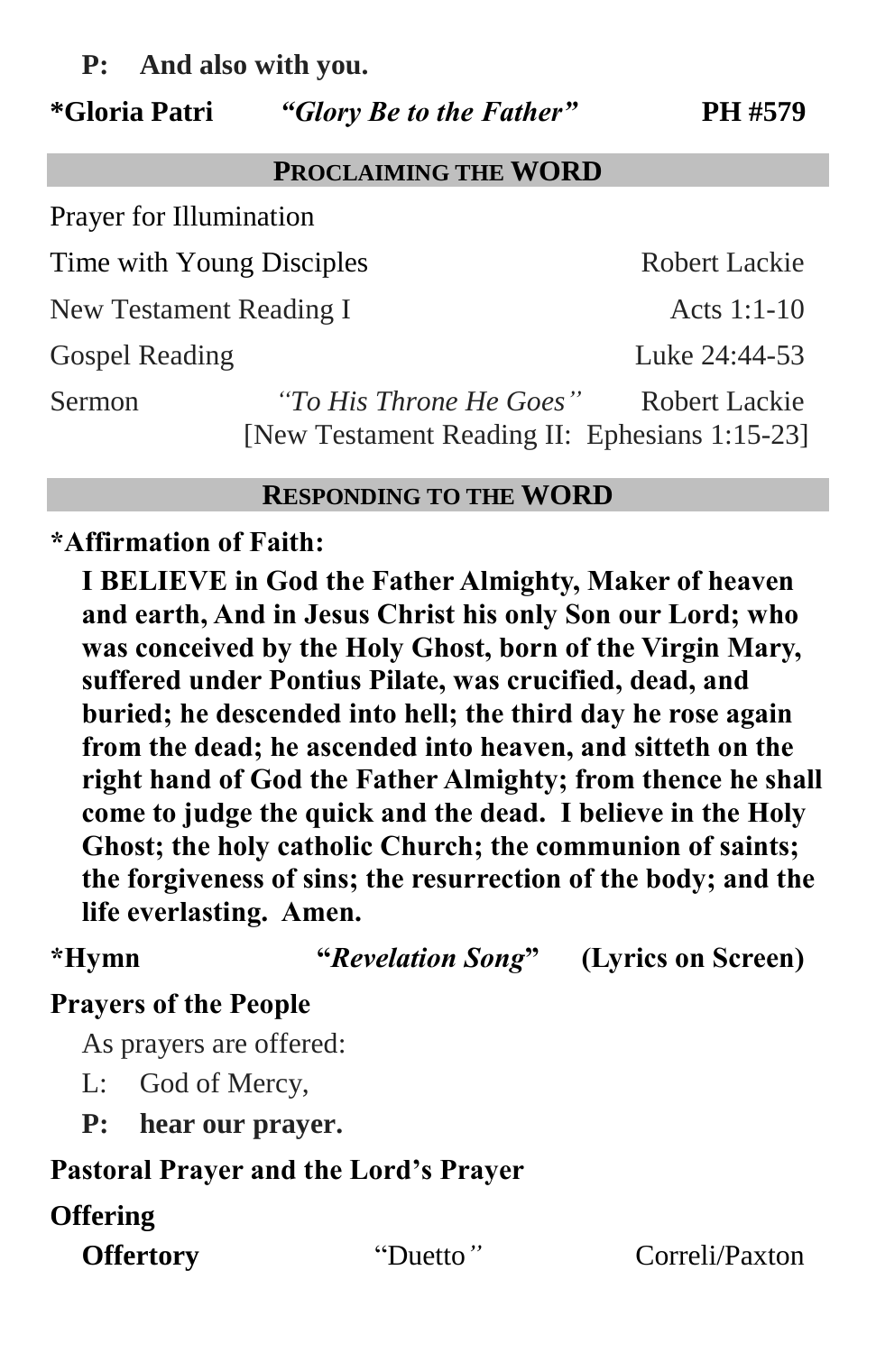**P: And also with you.**

**\*Gloria Patri** ***"Glory Be to the Father"*** **PH #579**

## PROCLAIMING THE WORD

Prayer for Illumination

Time with Young Disciples — Robert Lackie

New Testament Reading I — Acts 1:1-10

Gospel Reading — Luke 24:44-53

Sermon *"To His Throne He Goes"* Robert Lackie
[New Testament Reading II: Ephesians 1:15-23]

## RESPONDING TO THE WORD

**\*Affirmation of Faith:**

**I BELIEVE in God the Father Almighty, Maker of heaven and earth, And in Jesus Christ his only Son our Lord; who was conceived by the Holy Ghost, born of the Virgin Mary, suffered under Pontius Pilate, was crucified, dead, and buried; he descended into hell; the third day he rose again from the dead; he ascended into heaven, and sitteth on the right hand of God the Father Almighty; from thence he shall come to judge the quick and the dead. I believe in the Holy Ghost; the holy catholic Church; the communion of saints; the forgiveness of sins; the resurrection of the body; and the life everlasting. Amen.**

**\*Hymn "*Revelation Song*" (Lyrics on Screen)**

**Prayers of the People**

As prayers are offered:

L: God of Mercy,

**P: hear our prayer.**

**Pastoral Prayer and the Lord's Prayer**

**Offering**

**Offertory** "Duetto" Correli/Paxton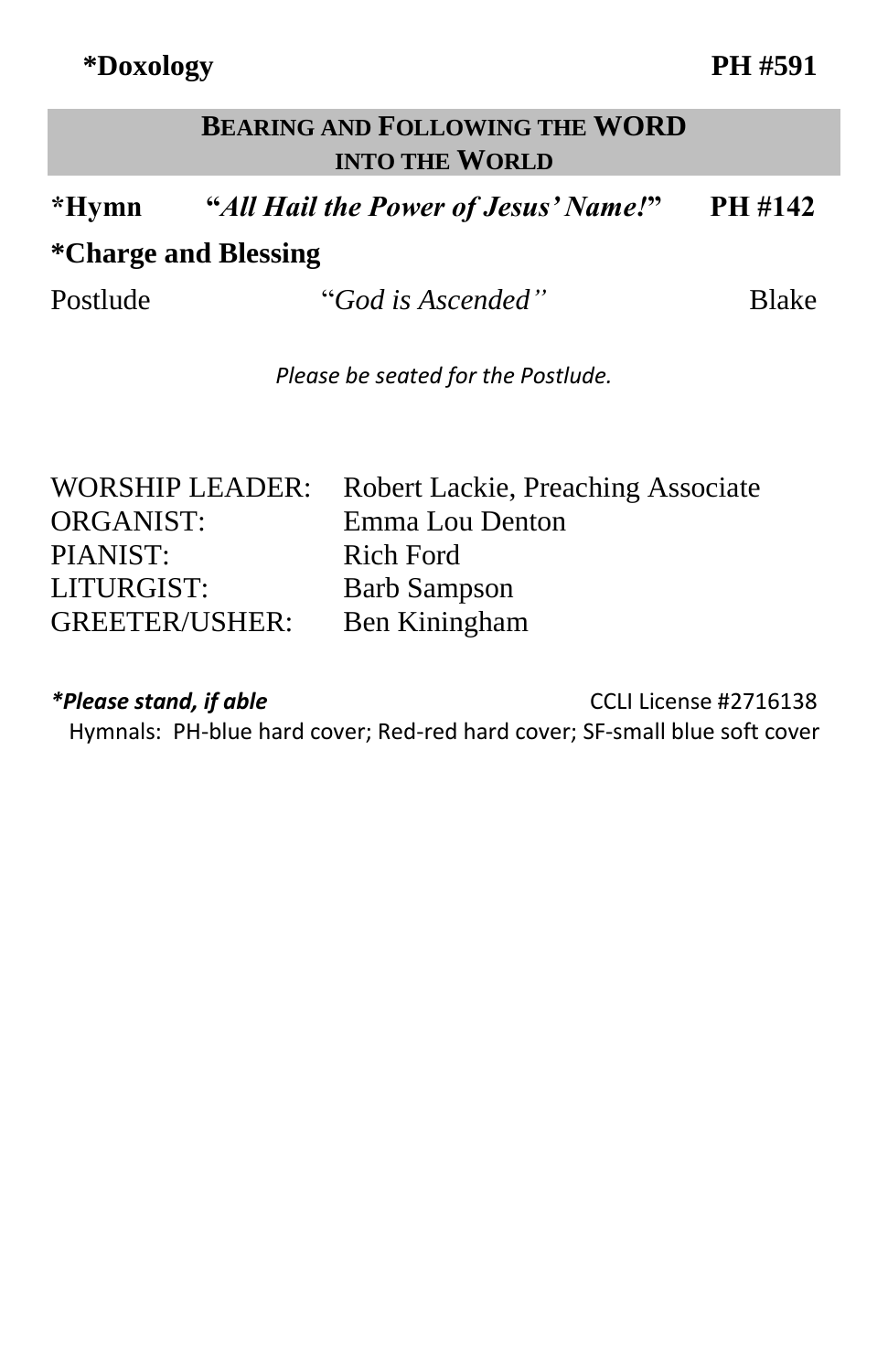**\*Doxology** **PH #591**

## BEARING AND FOLLOWING THE WORD INTO THE WORLD

**\*Hymn** ***"All Hail the Power of Jesus' Name!"*** **PH #142**

**\*Charge and Blessing**

Postlude "*God is Ascended"* Blake

*Please be seated for the Postlude.*

| | |
|---|---|
| WORSHIP LEADER: | Robert Lackie, Preaching Associate |
| ORGANIST: | Emma Lou Denton |
| PIANIST: | Rich Ford |
| LITURGIST: | Barb Sampson |
| GREETER/USHER: | Ben Kiningham |

***\*Please stand, if able*** CCLI License #2716138

Hymnals: PH-blue hard cover; Red-red hard cover; SF-small blue soft cover